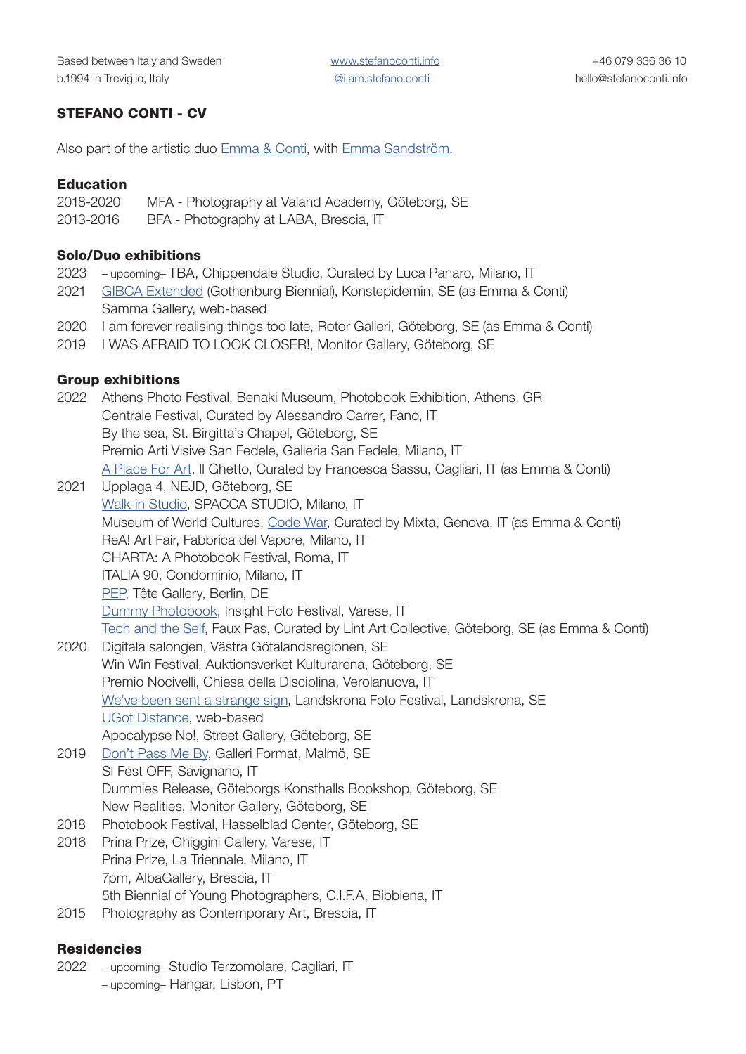Based between Italy and Sweden
b.1994 in Treviglio, Italy

www.stefanoconti.info
@i.am.stefano.conti

+46 079 336 36 10
hello@stefanoconti.info

# STEFANO CONTI - CV

Also part of the artistic duo Emma & Conti, with Emma Sandström.

## Education

2018-2020 MFA - Photography at Valand Academy, Göteborg, SE
2013-2016 BFA - Photography at LABA, Brescia, IT

## Solo/Duo exhibitions

2023 – upcoming– TBA, Chippendale Studio, Curated by Luca Panaro, Milano, IT
2021 GIBCA Extended (Gothenburg Biennial), Konstepidemin, SE (as Emma & Conti)
Samma Gallery, web-based
2020 I am forever realising things too late, Rotor Galleri, Göteborg, SE (as Emma & Conti)
2019 I WAS AFRAID TO LOOK CLOSER!, Monitor Gallery, Göteborg, SE

## Group exhibitions

2022 Athens Photo Festival, Benaki Museum, Photobook Exhibition, Athens, GR
Centrale Festival, Curated by Alessandro Carrer, Fano, IT
By the sea, St. Birgitta's Chapel, Göteborg, SE
Premio Arti Visive San Fedele, Galleria San Fedele, Milano, IT
A Place For Art, Il Ghetto, Curated by Francesca Sassu, Cagliari, IT (as Emma & Conti)
2021 Upplaga 4, NEJD, Göteborg, SE
Walk-in Studio, SPACCA STUDIO, Milano, IT
Museum of World Cultures, Code War, Curated by Mixta, Genova, IT (as Emma & Conti)
ReA! Art Fair, Fabbrica del Vapore, Milano, IT
CHARTA: A Photobook Festival, Roma, IT
ITALIA 90, Condominio, Milano, IT
PEP, Tête Gallery, Berlin, DE
Dummy Photobook, Insight Foto Festival, Varese, IT
Tech and the Self, Faux Pas, Curated by Lint Art Collective, Göteborg, SE (as Emma & Conti)
2020 Digitala salongen, Västra Götalandsregionen, SE
Win Win Festival, Auktionsverket Kulturarena, Göteborg, SE
Premio Nocivelli, Chiesa della Disciplina, Verolanuova, IT
We've been sent a strange sign, Landskrona Foto Festival, Landskrona, SE
UGot Distance, web-based
Apocalypse No!, Street Gallery, Göteborg, SE
2019 Don't Pass Me By, Galleri Format, Malmö, SE
SI Fest OFF, Savignano, IT
Dummies Release, Göteborgs Konsthalls Bookshop, Göteborg, SE
New Realities, Monitor Gallery, Göteborg, SE
2018 Photobook Festival, Hasselblad Center, Göteborg, SE
2016 Prina Prize, Ghiggini Gallery, Varese, IT
Prina Prize, La Triennale, Milano, IT
7pm, AlbaGallery, Brescia, IT
5th Biennial of Young Photographers, C.I.F.A, Bibbiena, IT
2015 Photography as Contemporary Art, Brescia, IT

## Residencies

2022 – upcoming– Studio Terzomolare, Cagliari, IT
– upcoming– Hangar, Lisbon, PT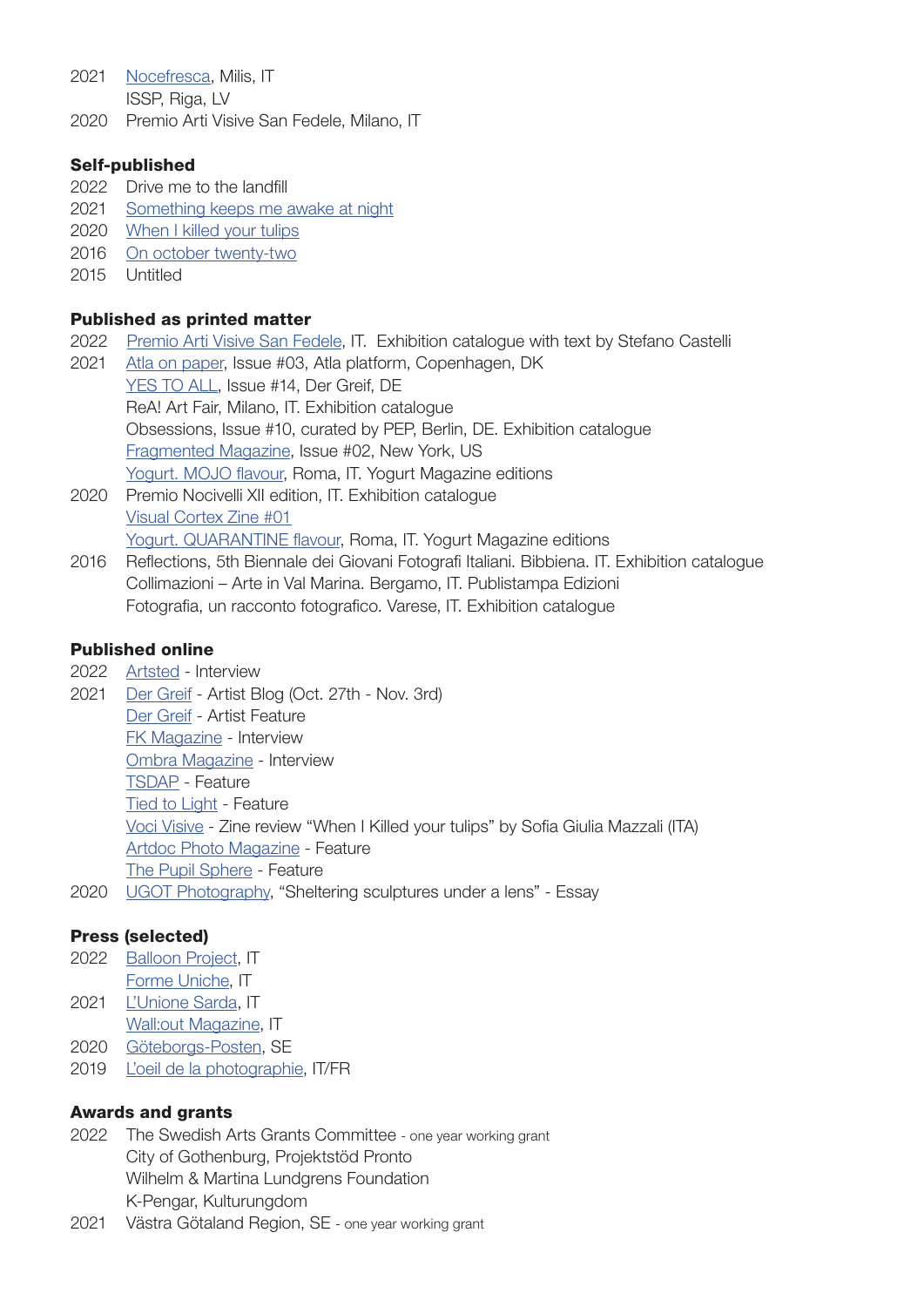2021 Nocefresca, Milis, IT
ISSP, Riga, LV
2020 Premio Arti Visive San Fedele, Milano, IT

**Self-published**

2022 Drive me to the landfill
2021 Something keeps me awake at night
2020 When I killed your tulips
2016 On october twenty-two
2015 Untitled

**Published as printed matter**

2022 Premio Arti Visive San Fedele, IT. Exhibition catalogue with text by Stefano Castelli
2021 Atla on paper, Issue #03, Atla platform, Copenhagen, DK
YES TO ALL, Issue #14, Der Greif, DE
ReA! Art Fair, Milano, IT. Exhibition catalogue
Obsessions, Issue #10, curated by PEP, Berlin, DE. Exhibition catalogue
Fragmented Magazine, Issue #02, New York, US
Yogurt. MOJO flavour, Roma, IT. Yogurt Magazine editions
2020 Premio Nocivelli XII edition, IT. Exhibition catalogue
Visual Cortex Zine #01
Yogurt. QUARANTINE flavour, Roma, IT. Yogurt Magazine editions
2016 Reflections, 5th Biennale dei Giovani Fotografi Italiani. Bibbiena. IT. Exhibition catalogue
Collimazioni – Arte in Val Marina. Bergamo, IT. Publistampa Edizioni
Fotografia, un racconto fotografico. Varese, IT. Exhibition catalogue

**Published online**

2022 Artsted - Interview
2021 Der Greif - Artist Blog (Oct. 27th - Nov. 3rd)
Der Greif - Artist Feature
FK Magazine - Interview
Ombra Magazine - Interview
TSDAP - Feature
Tied to Light - Feature
Voci Visive - Zine review "When I Killed your tulips" by Sofia Giulia Mazzali (ITA)
Artdoc Photo Magazine - Feature
The Pupil Sphere - Feature
2020 UGOT Photography, "Sheltering sculptures under a lens" - Essay

**Press (selected)**

2022 Balloon Project, IT
Forme Uniche, IT
2021 L'Unione Sarda, IT
Wall:out Magazine, IT
2020 Göteborgs-Posten, SE
2019 L'oeil de la photographie, IT/FR

**Awards and grants**

2022 The Swedish Arts Grants Committee - one year working grant
City of Gothenburg, Projektstöd Pronto
Wilhelm & Martina Lundgrens Foundation
K-Pengar, Kulturungdom
2021 Västra Götaland Region, SE - one year working grant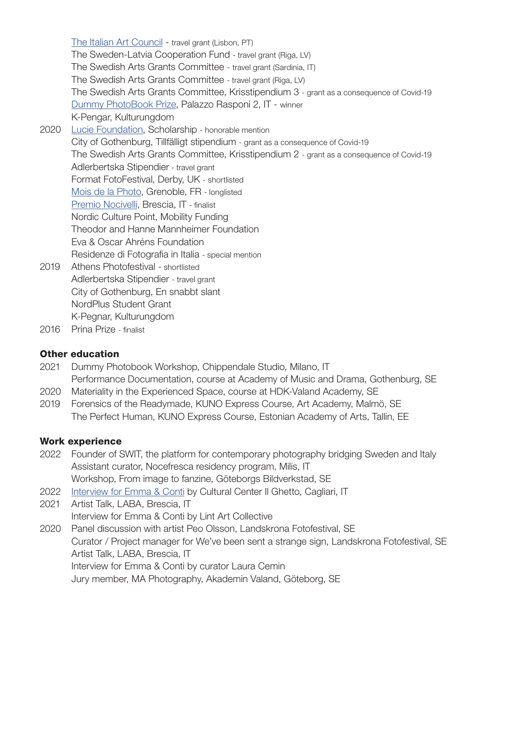The Italian Art Council - travel grant (Lisbon, PT)
The Sweden-Latvia Cooperation Fund - travel grant (Riga, LV)
The Swedish Arts Grants Committee - travel grant (Sardinia, IT)
The Swedish Arts Grants Committee - travel grant (Riga, LV)
The Swedish Arts Grants Committee, Krisstipendium 3 - grant as a consequence of Covid-19
Dummy PhotoBook Prize, Palazzo Rasponi 2, IT - winner
K-Pengar, Kulturungdom

2020 Lucie Foundation, Scholarship - honorable mention
City of Gothenburg, Tillfälligt stipendium - grant as a consequence of Covid-19
The Swedish Arts Grants Committee, Krisstipendium 2 - grant as a consequence of Covid-19
Adlerbertska Stipendier - travel grant
Format FotoFestival, Derby, UK - shortlisted
Mois de la Photo, Grenoble, FR - longlisted
Premio Nocivelli, Brescia, IT - finalist
Nordic Culture Point, Mobility Funding
Theodor and Hanne Mannheimer Foundation
Eva & Oscar Ahréns Foundation
Residenze di Fotografia in Italia - special mention

2019 Athens Photofestival - shortlisted
Adlerbertska Stipendier - travel grant
City of Gothenburg, En snabbt slant
NordPlus Student Grant
K-Pegnar, Kulturungdom

2016 Prina Prize - finalist

**Other education**

2021 Dummy Photobook Workshop, Chippendale Studio, Milano, IT
Performance Documentation, course at Academy of Music and Drama, Gothenburg, SE

2020 Materiality in the Experienced Space, course at HDK-Valand Academy, SE

2019 Forensics of the Readymade, KUNO Express Course, Art Academy, Malmö, SE
The Perfect Human, KUNO Express Course, Estonian Academy of Arts, Tallin, EE

**Work experience**

2022 Founder of SWIT, the platform for contemporary photography bridging Sweden and Italy
Assistant curator, Nocefresca residency program, Milis, IT
Workshop, From image to fanzine, Göteborgs Bildverkstad, SE

2022 Interview for Emma & Conti by Cultural Center Il Ghetto, Cagliari, IT

2021 Artist Talk, LABA, Brescia, IT
Interview for Emma & Conti by Lint Art Collective

2020 Panel discussion with artist Peo Olsson, Landskrona Fotofestival, SE
Curator / Project manager for We've been sent a strange sign, Landskrona Fotofestival, SE
Artist Talk, LABA, Brescia, IT
Interview for Emma & Conti by curator Laura Cemin
Jury member, MA Photography, Akademin Valand, Göteborg, SE